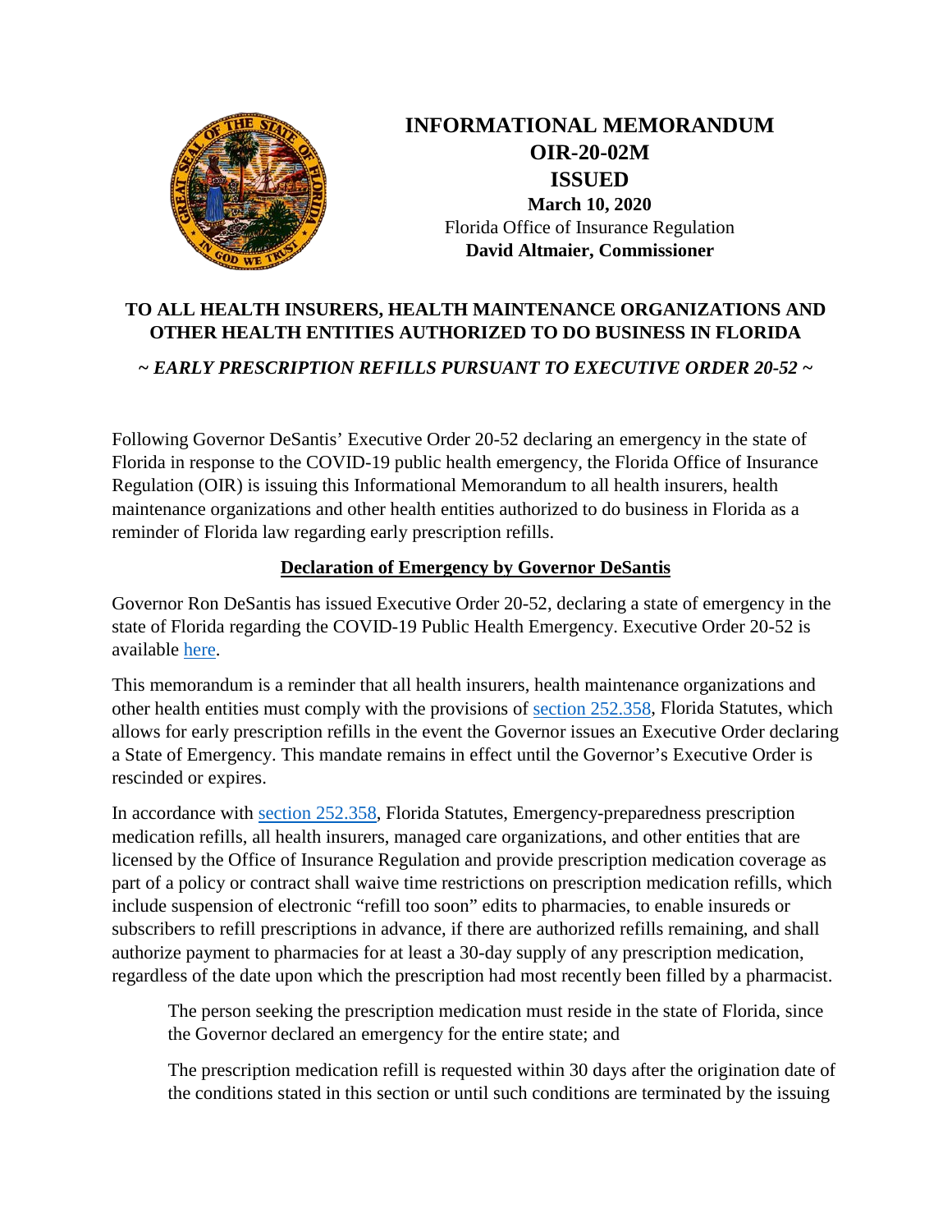# INFORMATIONAL MEMORANDUM
# OIR-20-02M
# ISSUED

**March 10, 2020**
Florida Office of Insurance Regulation
**David Altmaier, Commissioner**

## TO ALL HEALTH INSURERS, HEALTH MAINTENANCE ORGANIZATIONS AND OTHER HEALTH ENTITIES AUTHORIZED TO DO BUSINESS IN FLORIDA

***~ EARLY PRESCRIPTION REFILLS PURSUANT TO EXECUTIVE ORDER 20-52 ~***

Following Governor DeSantis' Executive Order 20-52 declaring an emergency in the state of Florida in response to the COVID-19 public health emergency, the Florida Office of Insurance Regulation (OIR) is issuing this Informational Memorandum to all health insurers, health maintenance organizations and other health entities authorized to do business in Florida as a reminder of Florida law regarding early prescription refills.

### Declaration of Emergency by Governor DeSantis

Governor Ron DeSantis has issued Executive Order 20-52, declaring a state of emergency in the state of Florida regarding the COVID-19 Public Health Emergency. Executive Order 20-52 is available here.

This memorandum is a reminder that all health insurers, health maintenance organizations and other health entities must comply with the provisions of section 252.358, Florida Statutes, which allows for early prescription refills in the event the Governor issues an Executive Order declaring a State of Emergency. This mandate remains in effect until the Governor's Executive Order is rescinded or expires.

In accordance with section 252.358, Florida Statutes, Emergency-preparedness prescription medication refills, all health insurers, managed care organizations, and other entities that are licensed by the Office of Insurance Regulation and provide prescription medication coverage as part of a policy or contract shall waive time restrictions on prescription medication refills, which include suspension of electronic "refill too soon" edits to pharmacies, to enable insureds or subscribers to refill prescriptions in advance, if there are authorized refills remaining, and shall authorize payment to pharmacies for at least a 30-day supply of any prescription medication, regardless of the date upon which the prescription had most recently been filled by a pharmacist.

> The person seeking the prescription medication must reside in the state of Florida, since the Governor declared an emergency for the entire state; and
>
> The prescription medication refill is requested within 30 days after the origination date of the conditions stated in this section or until such conditions are terminated by the issuing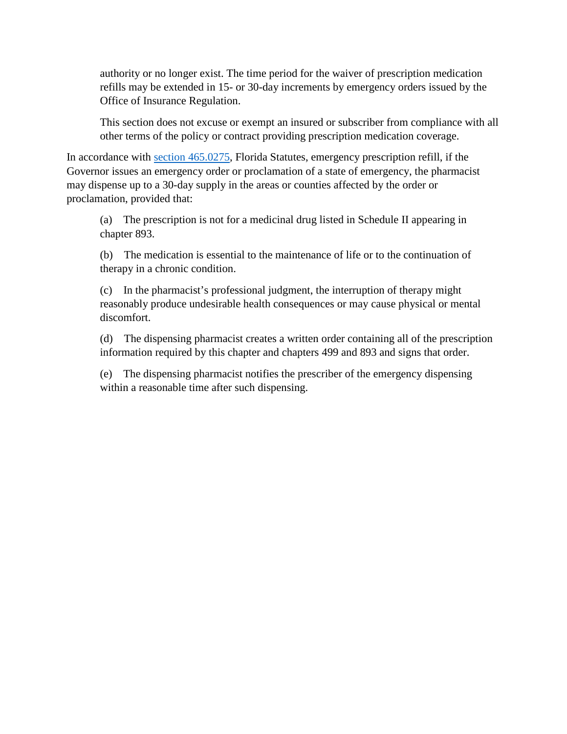authority or no longer exist. The time period for the waiver of prescription medication refills may be extended in 15- or 30-day increments by emergency orders issued by the Office of Insurance Regulation.

This section does not excuse or exempt an insured or subscriber from compliance with all other terms of the policy or contract providing prescription medication coverage.

In accordance with [section 465.0275](), Florida Statutes, emergency prescription refill, if the Governor issues an emergency order or proclamation of a state of emergency, the pharmacist may dispense up to a 30-day supply in the areas or counties affected by the order or proclamation, provided that:

(a) The prescription is not for a medicinal drug listed in Schedule II appearing in chapter 893.

(b) The medication is essential to the maintenance of life or to the continuation of therapy in a chronic condition.

(c) In the pharmacist's professional judgment, the interruption of therapy might reasonably produce undesirable health consequences or may cause physical or mental discomfort.

(d) The dispensing pharmacist creates a written order containing all of the prescription information required by this chapter and chapters 499 and 893 and signs that order.

(e) The dispensing pharmacist notifies the prescriber of the emergency dispensing within a reasonable time after such dispensing.